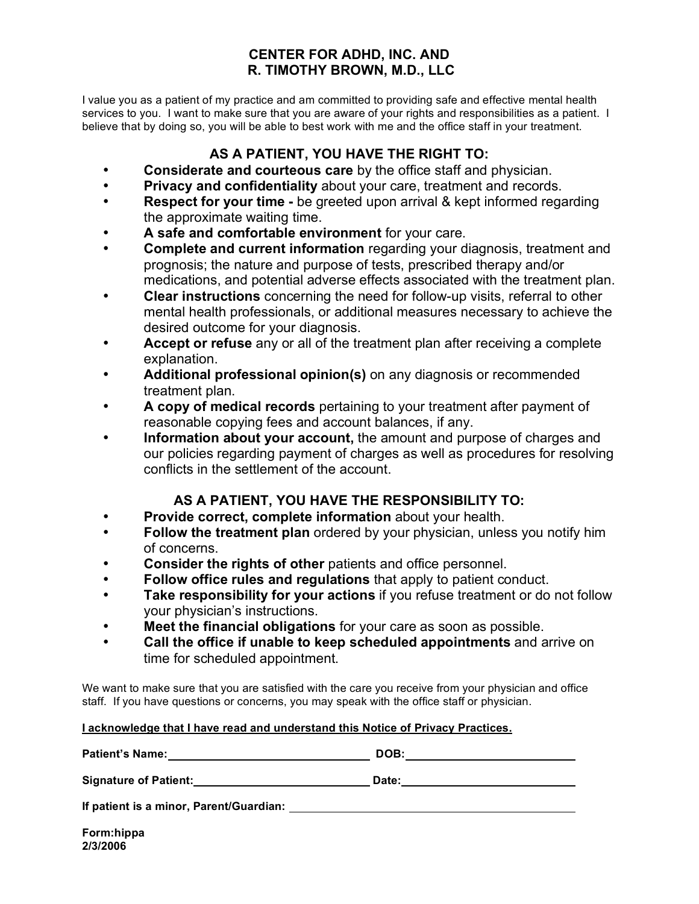# CENTER FOR ADHD, INC. AND
# R. TIMOTHY BROWN, M.D., LLC

I value you as a patient of my practice and am committed to providing safe and effective mental health services to you. I want to make sure that you are aware of your rights and responsibilities as a patient. I believe that by doing so, you will be able to best work with me and the office staff in your treatment.

## AS A PATIENT, YOU HAVE THE RIGHT TO:

- **Considerate and courteous care** by the office staff and physician.
- **Privacy and confidentiality** about your care, treatment and records.
- **Respect for your time -** be greeted upon arrival & kept informed regarding the approximate waiting time.
- **A safe and comfortable environment** for your care.
- **Complete and current information** regarding your diagnosis, treatment and prognosis; the nature and purpose of tests, prescribed therapy and/or medications, and potential adverse effects associated with the treatment plan.
- **Clear instructions** concerning the need for follow-up visits, referral to other mental health professionals, or additional measures necessary to achieve the desired outcome for your diagnosis.
- **Accept or refuse** any or all of the treatment plan after receiving a complete explanation.
- **Additional professional opinion(s)** on any diagnosis or recommended treatment plan.
- **A copy of medical records** pertaining to your treatment after payment of reasonable copying fees and account balances, if any.
- **Information about your account,** the amount and purpose of charges and our policies regarding payment of charges as well as procedures for resolving conflicts in the settlement of the account.

## AS A PATIENT, YOU HAVE THE RESPONSIBILITY TO:

- **Provide correct, complete information** about your health.
- **Follow the treatment plan** ordered by your physician, unless you notify him of concerns.
- **Consider the rights of other** patients and office personnel.
- **Follow office rules and regulations** that apply to patient conduct.
- **Take responsibility for your actions** if you refuse treatment or do not follow your physician's instructions.
- **Meet the financial obligations** for your care as soon as possible.
- **Call the office if unable to keep scheduled appointments** and arrive on time for scheduled appointment.

We want to make sure that you are satisfied with the care you receive from your physician and office staff. If you have questions or concerns, you may speak with the office staff or physician.

**I acknowledge that I have read and understand this Notice of Privacy Practices.**

**Patient's Name:** ______________________________ **DOB:** ______________________

**Signature of Patient:** __________________________ **Date:** ______________________

**If patient is a minor, Parent/Guardian:** ________________________________________

**Form:hippa**
**2/3/2006**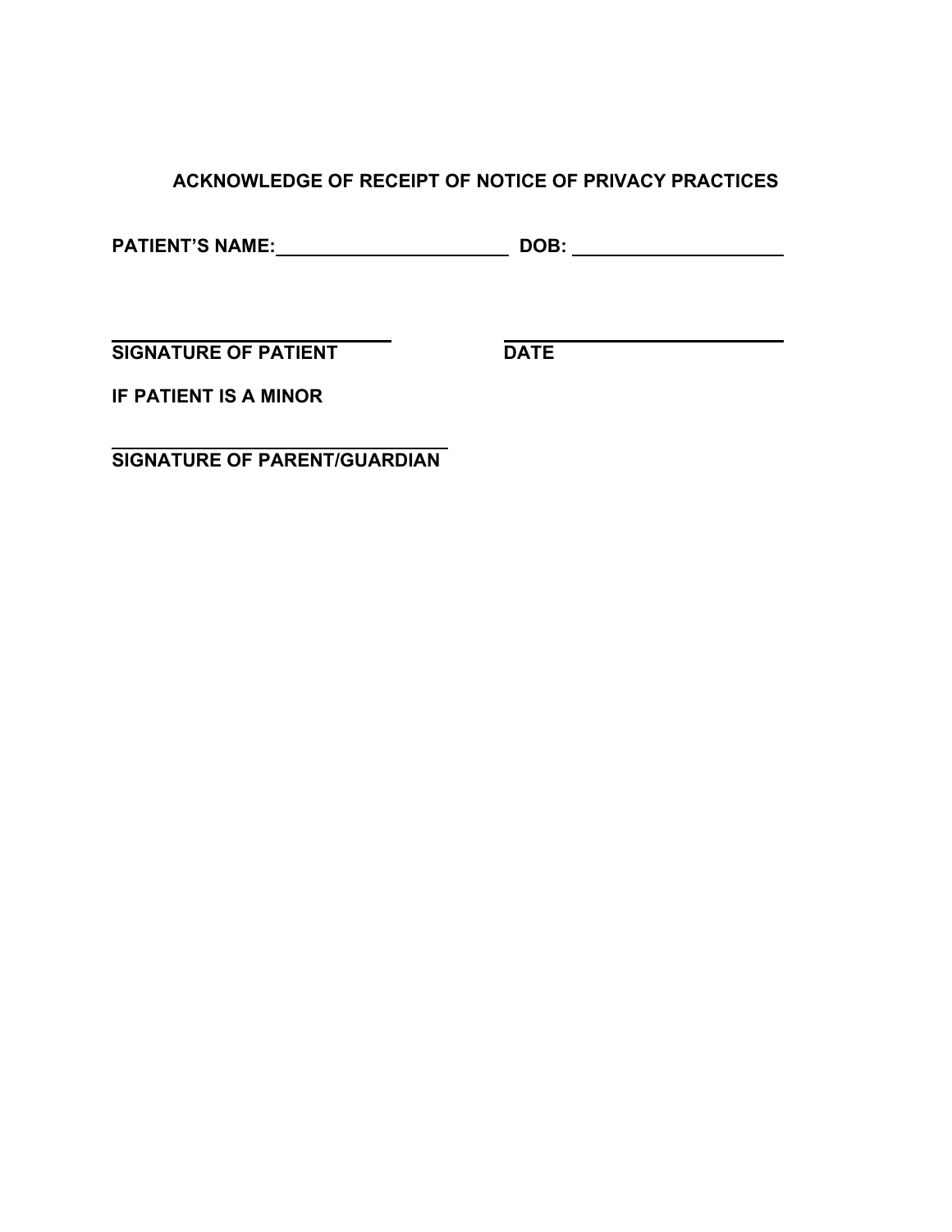## ACKNOWLEDGE OF RECEIPT OF NOTICE OF PRIVACY PRACTICES

**PATIENT'S NAME:** \_\_\_\_\_\_\_\_\_\_\_\_\_\_\_\_\_\_\_\_\_\_\_\_ **DOB:** \_\_\_\_\_\_\_\_\_\_\_\_\_\_\_\_\_\_\_\_\_\_\_\_

\_\_\_\_\_\_\_\_\_\_\_\_\_\_\_\_\_\_\_\_\_\_\_\_ \_\_\_\_\_\_\_\_\_\_\_\_\_\_\_\_\_\_\_\_\_\_\_\_

**SIGNATURE OF PATIENT** **DATE**

**IF PATIENT IS A MINOR**

\_\_\_\_\_\_\_\_\_\_\_\_\_\_\_\_\_\_\_\_\_\_\_\_\_\_\_\_\_\_\_\_

**SIGNATURE OF PARENT/GUARDIAN**